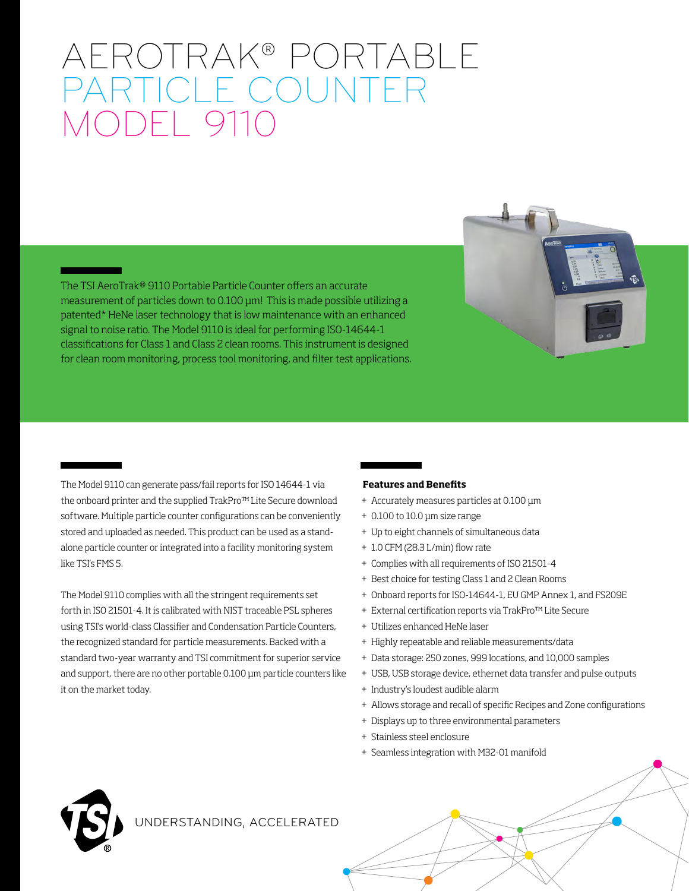# AEROTRAK® PORTABLE PARTICLE COUNTER MODEL 9110

The TSI AeroTrak® 9110 Portable Particle Counter offers an accurate measurement of particles down to 0.100 µm! This is made possible utilizing a patented* HeNe laser technology that is low maintenance with an enhanced signal to noise ratio. The Model 9110 is ideal for performing ISO-14644-1 classifications for Class 1 and Class 2 clean rooms. This instrument is designed for clean room monitoring, process tool monitoring, and filter test applications.

The Model 9110 can generate pass/fail reports for ISO 14644-1 via the onboard printer and the supplied TrakPro™ Lite Secure download software. Multiple particle counter configurations can be conveniently stored and uploaded as needed. This product can be used as a stand-alone particle counter or integrated into a facility monitoring system like TSI's FMS 5.

The Model 9110 complies with all the stringent requirements set forth in ISO 21501-4. It is calibrated with NIST traceable PSL spheres using TSI's world-class Classifier and Condensation Particle Counters, the recognized standard for particle measurements. Backed with a standard two-year warranty and TSI commitment for superior service and support, there are no other portable 0.100 µm particle counters like it on the market today.

**Features and Benefits**

+ Accurately measures particles at 0.100 µm
+ 0.100 to 10.0 µm size range
+ Up to eight channels of simultaneous data
+ 1.0 CFM (28.3 L/min) flow rate
+ Complies with all requirements of ISO 21501-4
+ Best choice for testing Class 1 and 2 Clean Rooms
+ Onboard reports for ISO-14644-1, EU GMP Annex 1, and FS209E
+ External certification reports via TrakPro™ Lite Secure
+ Utilizes enhanced HeNe laser
+ Highly repeatable and reliable measurements/data
+ Data storage: 250 zones, 999 locations, and 10,000 samples
+ USB, USB storage device, ethernet data transfer and pulse outputs
+ Industry's loudest audible alarm
+ Allows storage and recall of specific Recipes and Zone configurations
+ Displays up to three environmental parameters
+ Stainless steel enclosure
+ Seamless integration with M32-01 manifold

UNDERSTANDING, ACCELERATED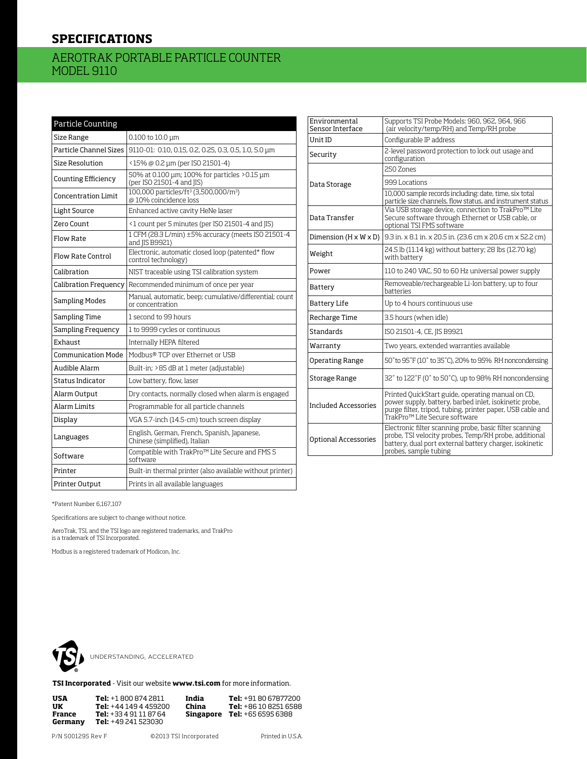## SPECIFICATIONS

# AEROTRAK PORTABLE PARTICLE COUNTER MODEL 9110

| Particle Counting | |
|---|---|
| Size Range | 0.100 to 10.0 µm |
| Particle Channel Sizes | 9110-01: 0.10, 0.15, 0.2, 0.25, 0.3, 0.5, 1.0, 5.0 µm |
| Size Resolution | <15% @ 0.2 µm (per ISO 21501-4) |
| Counting Efficiency | 50% at 0.100 µm; 100% for particles >0.15 µm (per ISO 21501-4 and JIS) |
| Concentration Limit | 100,000 particles/ft³ (3,500,000/m³) @ 10% coincidence loss |
| Light Source | Enhanced active cavity HeNe laser |
| Zero Count | <1 count per 5 minutes (per ISO 21501-4 and JIS) |
| Flow Rate | 1 CFM (28.3 L/min) ±5% accuracy (meets ISO 21501-4 and JIS B9921) |
| Flow Rate Control | Electronic, automatic closed loop (patented* flow control technology) |
| Calibration | NIST traceable using TSI calibration system |
| Calibration Frequency | Recommended minimum of once per year |
| Sampling Modes | Manual, automatic, beep; cumulative/differential; count or concentration |
| Sampling Time | 1 second to 99 hours |
| Sampling Frequency | 1 to 9999 cycles or continuous |
| Exhaust | Internally HEPA filtered |
| Communication Mode | Modbus® TCP over Ethernet or USB |
| Audible Alarm | Built-in; >85 dB at 1 meter (adjustable) |
| Status Indicator | Low battery, flow, laser |
| Alarm Output | Dry contacts, normally closed when alarm is engaged |
| Alarm Limits | Programmable for all particle channels |
| Display | VGA 5.7-inch (14.5-cm) touch screen display |
| Languages | English, German, French, Spanish, Japanese, Chinese (simplified), Italian |
| Software | Compatible with TrakPro™ Lite Secure and FMS 5 software |
| Printer | Built-in thermal printer (also available without printer) |
| Printer Output | Prints in all available languages |

| | |
|---|---|
| Environmental Sensor Interface | Supports TSI Probe Models: 960, 962, 964, 966 (air velocity/temp/RH) and Temp/RH probe |
| Unit ID | Configurable IP address |
| Security | 2-level password protection to lock out usage and configuration |
| Data Storage | 250 Zones |
| | 999 Locations |
| | 10,000 sample records including: date, time, six total particle size channels, flow status, and instrument status |
| Data Transfer | Via USB storage device, connection to TrakPro™ Lite Secure software through Ethernet or USB cable, or optional TSI FMS software |
| Dimension (H x W x D) | 9.3 in. x 8.1 in. x 20.5 in. (23.6 cm x 20.6 cm x 52.2 cm) |
| Weight | 24.5 lb (11.14 kg) without battery; 28 lbs (12.70 kg) with battery |
| Power | 110 to 240 VAC, 50 to 60 Hz universal power supply |
| Battery | Removeable/rechargeable Li-Ion battery, up to four batteries |
| Battery Life | Up to 4 hours continuous use |
| Recharge Time | 3.5 hours (when idle) |
| Standards | ISO 21501-4, CE, JIS B9921 |
| Warranty | Two years, extended warranties available |
| Operating Range | 50°to 95°F (10° to 35°C), 20% to 95% RH noncondensing |
| Storage Range | 32° to 122°F (0° to 50°C), up to 98% RH noncondensing |
| Included Accessories | Printed QuickStart guide, operating manual on CD, power supply, battery, barbed inlet, isokinetic probe, purge filter, tripod, tubing, printer paper, USB cable and TrakPro™ Lite Secure software |
| Optional Accessories | Electronic filter scanning probe, basic filter scanning probe, TSI velocity probes, Temp/RH probe, additional battery, dual port external battery charger, isokinetic probes, sample tubing |

*Patent Number 6,167,107

Specifications are subject to change without notice.

AeroTrak, TSI, and the TSI logo are registered trademarks, and TrakPro is a trademark of TSI Incorporated.

Modbus is a registered trademark of Modicon, Inc.

UNDERSTANDING, ACCELERATED

**TSI Incorporated** - Visit our website **www.tsi.com** for more information.

| | | | |
|---|---|---|---|
| **USA** | **Tel:** +1 800 874 2811 | **India** | **Tel:** +91 80 67877200 |
| **UK** | **Tel:** +44 149 4 459200 | **China** | **Tel:** +86 10 8251 6588 |
| **France** | **Tel:** +33 4 91 11 87 64 | **Singapore** | **Tel:** +65 6595 6388 |
| **Germany** | **Tel:** +49 241 523030 | | |

P/N 5001295 Rev F ©2013 TSI Incorporated Printed in U.S.A.